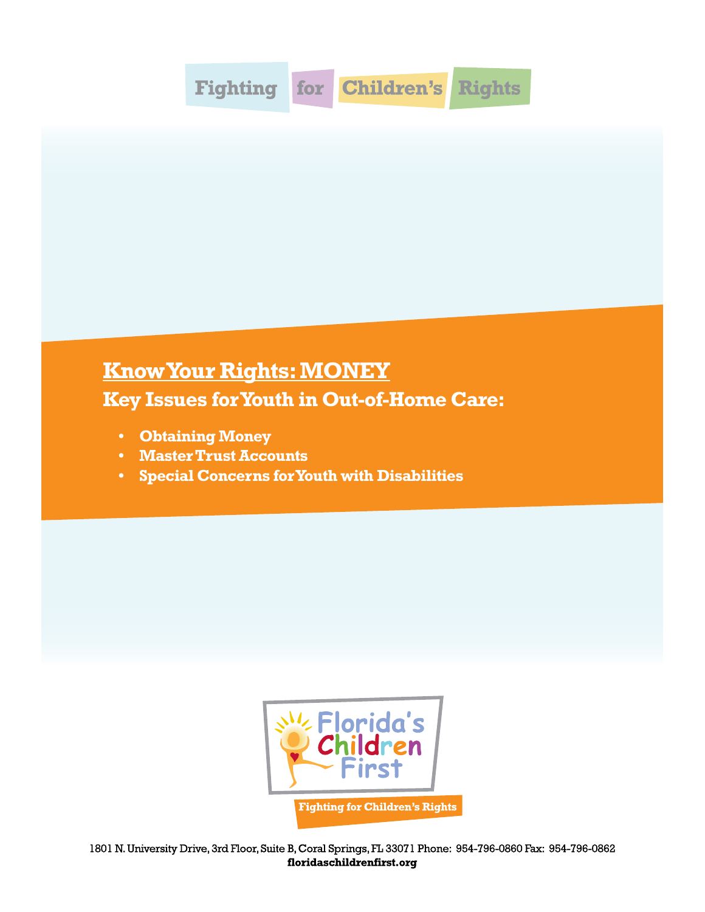Fighting for Children's Rights

# Know Your Rights: MONEY

## Key Issues for Youth in Out-of-Home Care:

- **Obtaining Money**
- **Master Trust Accounts**
- **Special Concerns for Youth with Disabilities**

Florida's Children First

Fighting for Children's Rights

1801 N. University Drive, 3rd Floor, Suite B, Coral Springs, FL 33071 Phone: 954-796-0860 Fax: 954-796-0862
**floridaschildrenfirst.org**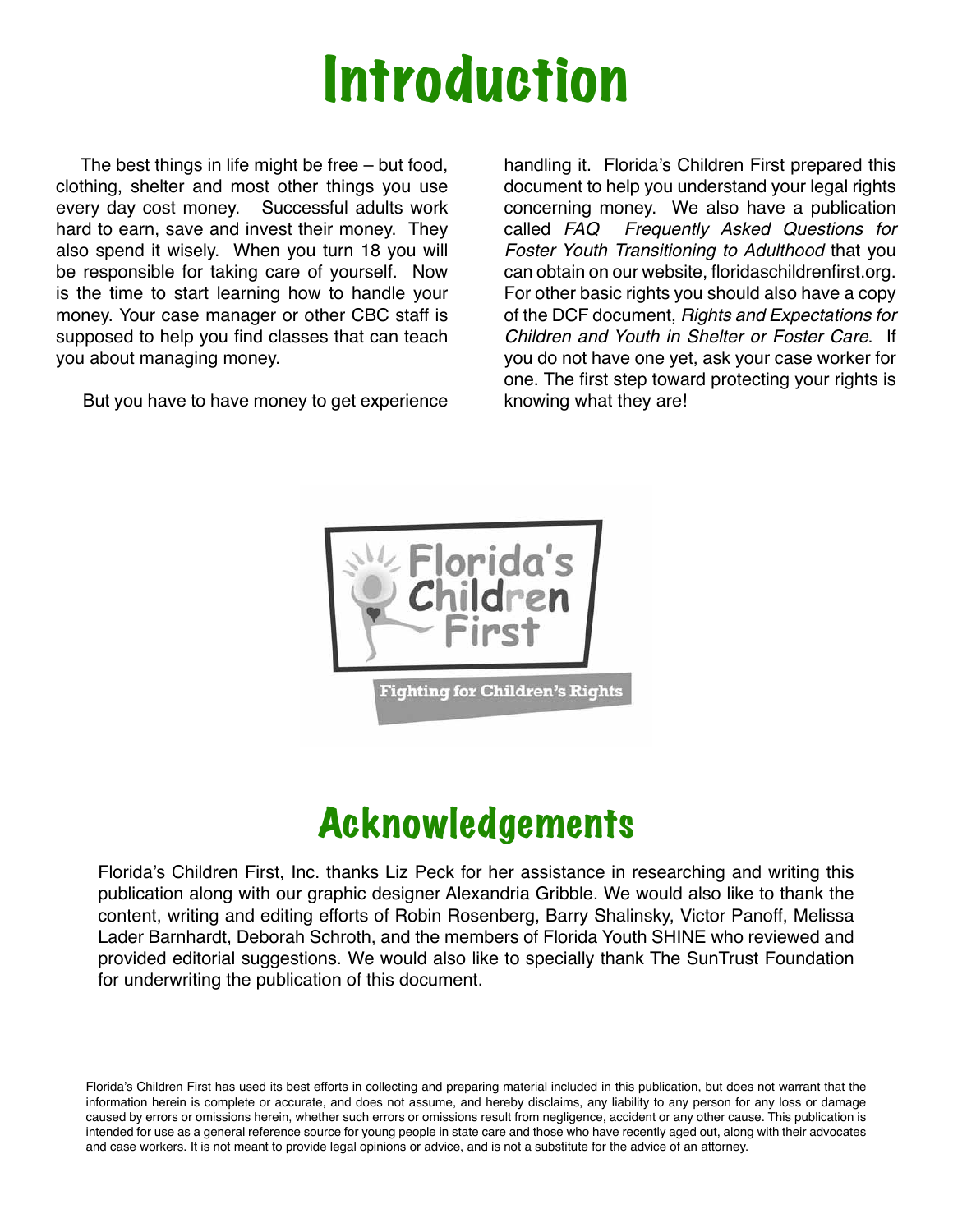# Introduction

The best things in life might be free – but food, clothing, shelter and most other things you use every day cost money. Successful adults work hard to earn, save and invest their money. They also spend it wisely. When you turn 18 you will be responsible for taking care of yourself. Now is the time to start learning how to handle your money. Your case manager or other CBC staff is supposed to help you find classes that can teach you about managing money.

But you have to have money to get experience handling it. Florida's Children First prepared this document to help you understand your legal rights concerning money. We also have a publication called *FAQ Frequently Asked Questions for Foster Youth Transitioning to Adulthood* that you can obtain on our website, floridaschildrenfirst.org. For other basic rights you should also have a copy of the DCF document, *Rights and Expectations for Children and Youth in Shelter or Foster Care*. If you do not have one yet, ask your case worker for one. The first step toward protecting your rights is knowing what they are!

Florida's Children First

Fighting for Children's Rights

# Acknowledgements

Florida's Children First, Inc. thanks Liz Peck for her assistance in researching and writing this publication along with our graphic designer Alexandria Gribble. We would also like to thank the content, writing and editing efforts of Robin Rosenberg, Barry Shalinsky, Victor Panoff, Melissa Lader Barnhardt, Deborah Schroth, and the members of Florida Youth SHINE who reviewed and provided editorial suggestions. We would also like to specially thank The SunTrust Foundation for underwriting the publication of this document.

Florida's Children First has used its best efforts in collecting and preparing material included in this publication, but does not warrant that the information herein is complete or accurate, and does not assume, and hereby disclaims, any liability to any person for any loss or damage caused by errors or omissions herein, whether such errors or omissions result from negligence, accident or any other cause. This publication is intended for use as a general reference source for young people in state care and those who have recently aged out, along with their advocates and case workers. It is not meant to provide legal opinions or advice, and is not a substitute for the advice of an attorney.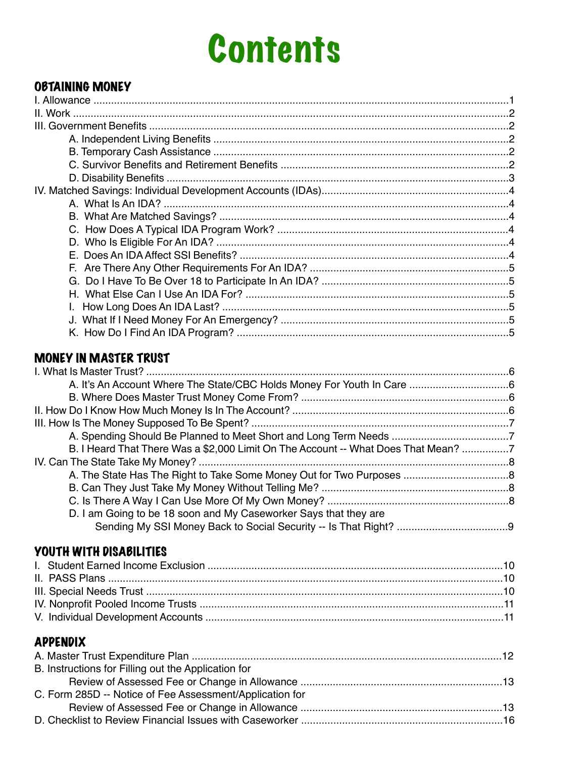# Contents

## OBTAINING MONEY

I. Allowance ..... 1
II. Work ..... 2
III. Government Benefits ..... 2
- A. Independent Living Benefits ..... 2
- B. Temporary Cash Assistance ..... 2
- C. Survivor Benefits and Retirement Benefits ..... 2
- D. Disability Benefits ..... 3

IV. Matched Savings: Individual Development Accounts (IDAs) ..... 4
- A. What Is An IDA? ..... 4
- B. What Are Matched Savings? ..... 4
- C. How Does A Typical IDA Program Work? ..... 4
- D. Who Is Eligible For An IDA? ..... 4
- E. Does An IDA Affect SSI Benefits? ..... 4
- F. Are There Any Other Requirements For An IDA? ..... 5
- G. Do I Have To Be Over 18 to Participate In An IDA? ..... 5
- H. What Else Can I Use An IDA For? ..... 5
- I. How Long Does An IDA Last? ..... 5
- J. What If I Need Money For An Emergency? ..... 5
- K. How Do I Find An IDA Program? ..... 5

## MONEY IN MASTER TRUST

I. What Is Master Trust? ..... 6
- A. It's An Account Where The State/CBC Holds Money For Youth In Care ..... 6
- B. Where Does Master Trust Money Come From? ..... 6

II. How Do I Know How Much Money Is In The Account? ..... 6
III. How Is The Money Supposed To Be Spent? ..... 7
- A. Spending Should Be Planned to Meet Short and Long Term Needs ..... 7
- B. I Heard That There Was a $2,000 Limit On The Account -- What Does That Mean? ..... 7

IV. Can The State Take My Money? ..... 8
- A. The State Has The Right to Take Some Money Out for Two Purposes ..... 8
- B. Can They Just Take My Money Without Telling Me? ..... 8
- C. Is There A Way I Can Use More Of My Own Money? ..... 8
- D. I am Going to be 18 soon and My Caseworker Says that they are Sending My SSI Money Back to Social Security -- Is That Right? ..... 9

## YOUTH WITH DISABILITIES

I. Student Earned Income Exclusion ..... 10
II. PASS Plans ..... 10
III. Special Needs Trust ..... 10
IV. Nonprofit Pooled Income Trusts ..... 11
V. Individual Development Accounts ..... 11

## APPENDIX

A. Master Trust Expenditure Plan ..... 12
B. Instructions for Filling out the Application for Review of Assessed Fee or Change in Allowance ..... 13
C. Form 285D -- Notice of Fee Assessment/Application for Review of Assessed Fee or Change in Allowance ..... 13
D. Checklist to Review Financial Issues with Caseworker ..... 16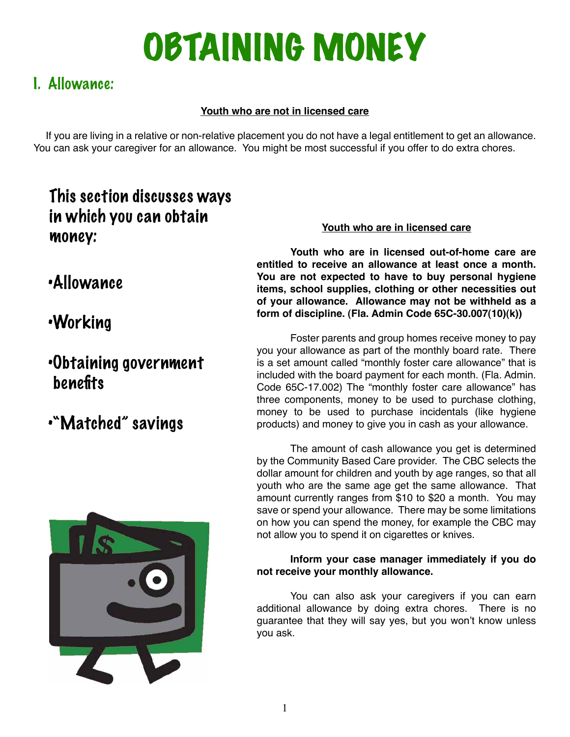# OBTAINING MONEY

## I. Allowance:

**Youth who are not in licensed care**

If you are living in a relative or non-relative placement you do not have a legal entitlement to get an allowance. You can ask your caregiver for an allowance. You might be most successful if you offer to do extra chores.

### This section discusses ways in which you can obtain money:

- Allowance
- Working
- Obtaining government benefits
- "Matched" savings

**Youth who are in licensed care**

**Youth who are in licensed out-of-home care are entitled to receive an allowance at least once a month. You are not expected to have to buy personal hygiene items, school supplies, clothing or other necessities out of your allowance. Allowance may not be withheld as a form of discipline. (Fla. Admin Code 65C-30.007(10)(k))**

Foster parents and group homes receive money to pay you your allowance as part of the monthly board rate. There is a set amount called "monthly foster care allowance" that is included with the board payment for each month. (Fla. Admin. Code 65C-17.002) The "monthly foster care allowance" has three components, money to be used to purchase clothing, money to be used to purchase incidentals (like hygiene products) and money to give you in cash as your allowance.

The amount of cash allowance you get is determined by the Community Based Care provider. The CBC selects the dollar amount for children and youth by age ranges, so that all youth who are the same age get the same allowance. That amount currently ranges from $10 to $20 a month. You may save or spend your allowance. There may be some limitations on how you can spend the money, for example the CBC may not allow you to spend it on cigarettes or knives.

**Inform your case manager immediately if you do not receive your monthly allowance.**

You can also ask your caregivers if you can earn additional allowance by doing extra chores. There is no guarantee that they will say yes, but you won't know unless you ask.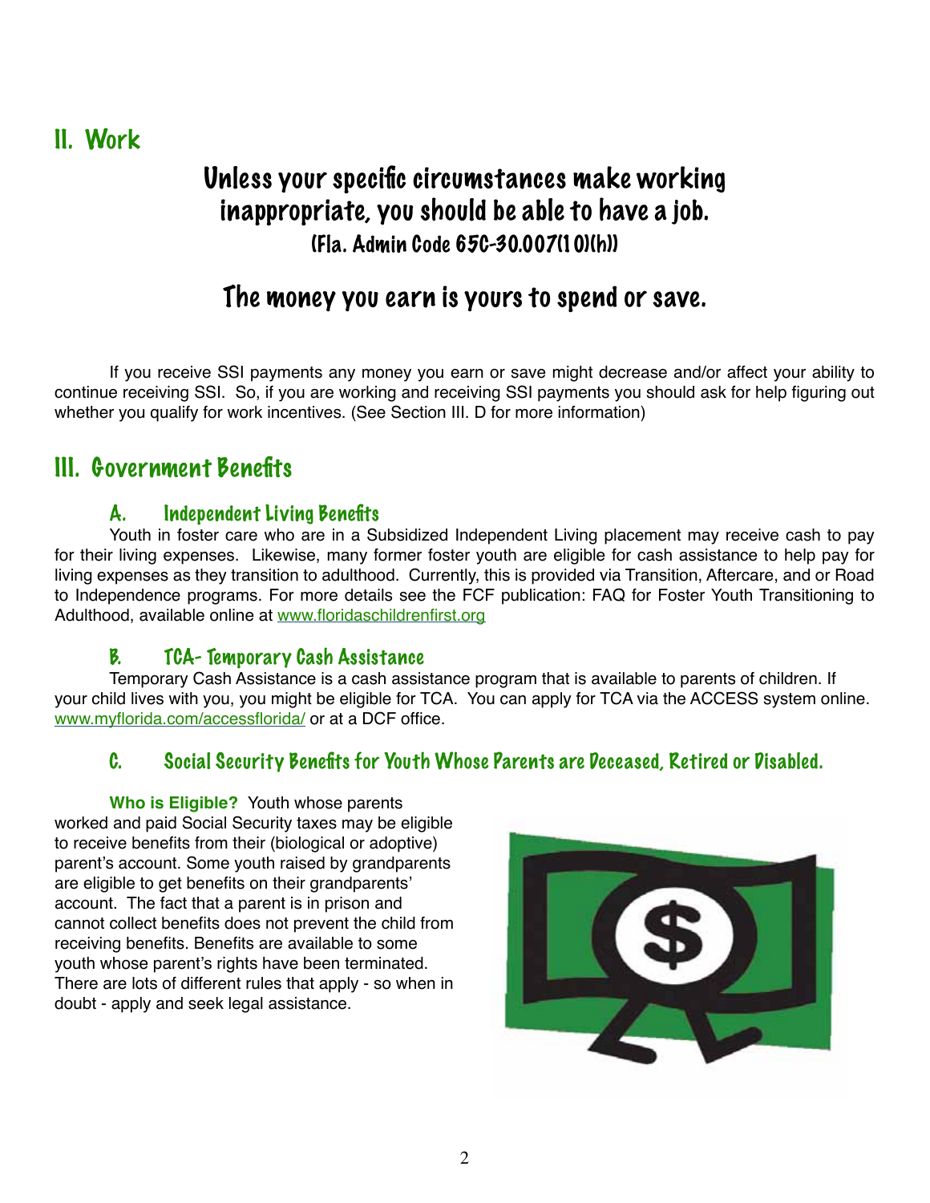## II. Work

### Unless your specific circumstances make working inappropriate, you should be able to have a job.
### (Fla. Admin Code 65C-30.007(10)(h))

### The money you earn is yours to spend or save.

If you receive SSI payments any money you earn or save might decrease and/or affect your ability to continue receiving SSI. So, if you are working and receiving SSI payments you should ask for help figuring out whether you qualify for work incentives. (See Section III. D for more information)

## III. Government Benefits

### A. Independent Living Benefits

Youth in foster care who are in a Subsidized Independent Living placement may receive cash to pay for their living expenses. Likewise, many former foster youth are eligible for cash assistance to help pay for living expenses as they transition to adulthood. Currently, this is provided via Transition, Aftercare, and or Road to Independence programs. For more details see the FCF publication: FAQ for Foster Youth Transitioning to Adulthood, available online at www.floridaschildrenfirst.org

### B. TCA- Temporary Cash Assistance

Temporary Cash Assistance is a cash assistance program that is available to parents of children. If your child lives with you, you might be eligible for TCA. You can apply for TCA via the ACCESS system online. www.myflorida.com/accessflorida/ or at a DCF office.

### C. Social Security Benefits for Youth Whose Parents are Deceased, Retired or Disabled.

**Who is Eligible?** Youth whose parents worked and paid Social Security taxes may be eligible to receive benefits from their (biological or adoptive) parent's account. Some youth raised by grandparents are eligible to get benefits on their grandparents' account. The fact that a parent is in prison and cannot collect benefits does not prevent the child from receiving benefits. Benefits are available to some youth whose parent's rights have been terminated. There are lots of different rules that apply - so when in doubt - apply and seek legal assistance.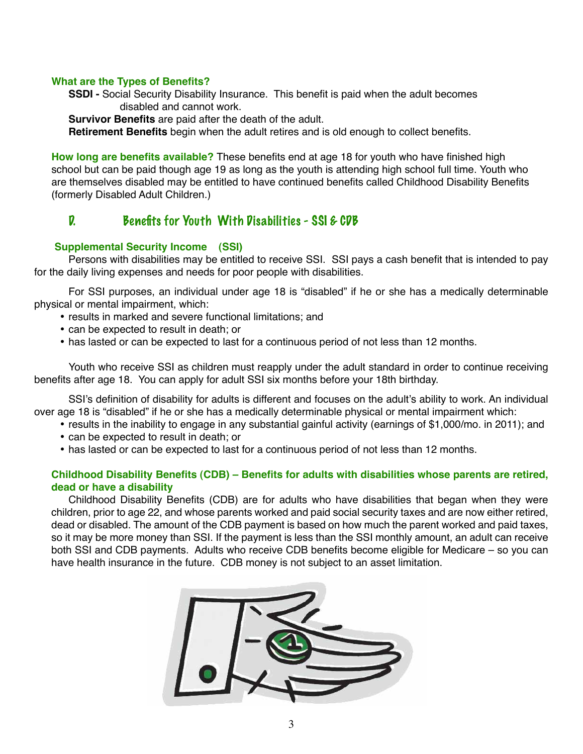**What are the Types of Benefits?**

**SSDI -** Social Security Disability Insurance. This benefit is paid when the adult becomes disabled and cannot work.

**Survivor Benefits** are paid after the death of the adult.

**Retirement Benefits** begin when the adult retires and is old enough to collect benefits.

**How long are benefits available?** These benefits end at age 18 for youth who have finished high school but can be paid though age 19 as long as the youth is attending high school full time. Youth who are themselves disabled may be entitled to have continued benefits called Childhood Disability Benefits (formerly Disabled Adult Children.)

## D. Benefits for Youth With Disabilities - SSI & CDB

### Supplemental Security Income (SSI)

Persons with disabilities may be entitled to receive SSI. SSI pays a cash benefit that is intended to pay for the daily living expenses and needs for poor people with disabilities.

For SSI purposes, an individual under age 18 is "disabled" if he or she has a medically determinable physical or mental impairment, which:

- results in marked and severe functional limitations; and
- can be expected to result in death; or
- has lasted or can be expected to last for a continuous period of not less than 12 months.

Youth who receive SSI as children must reapply under the adult standard in order to continue receiving benefits after age 18. You can apply for adult SSI six months before your 18th birthday.

SSI's definition of disability for adults is different and focuses on the adult's ability to work. An individual over age 18 is "disabled" if he or she has a medically determinable physical or mental impairment which:

- results in the inability to engage in any substantial gainful activity (earnings of $1,000/mo. in 2011); and
- can be expected to result in death; or
- has lasted or can be expected to last for a continuous period of not less than 12 months.

### Childhood Disability Benefits (CDB) – Benefits for adults with disabilities whose parents are retired, dead or have a disability

Childhood Disability Benefits (CDB) are for adults who have disabilities that began when they were children, prior to age 22, and whose parents worked and paid social security taxes and are now either retired, dead or disabled. The amount of the CDB payment is based on how much the parent worked and paid taxes, so it may be more money than SSI. If the payment is less than the SSI monthly amount, an adult can receive both SSI and CDB payments. Adults who receive CDB benefits become eligible for Medicare – so you can have health insurance in the future. CDB money is not subject to an asset limitation.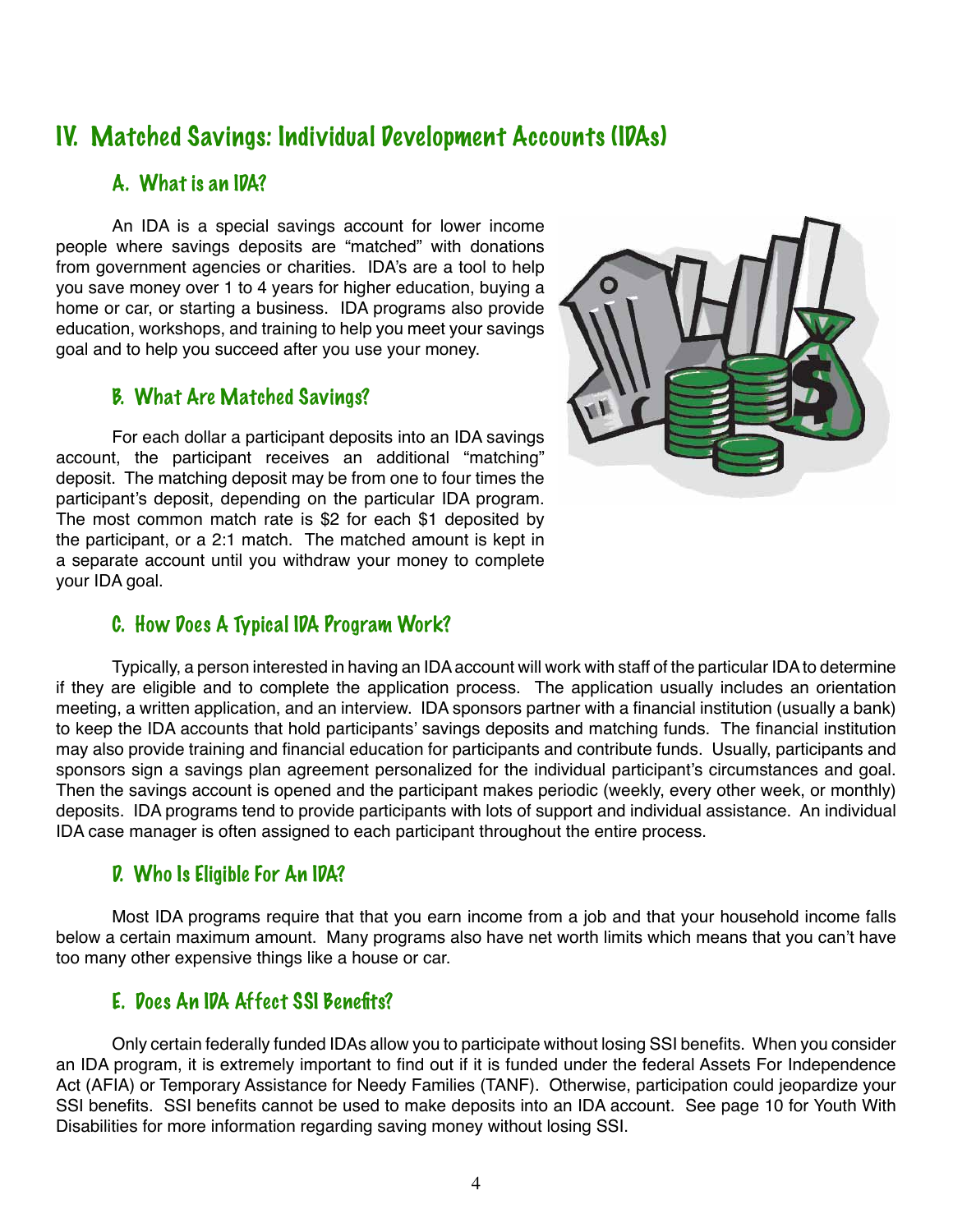## IV. Matched Savings: Individual Development Accounts (IDAs)

### A. What is an IDA?

An IDA is a special savings account for lower income people where savings deposits are "matched" with donations from government agencies or charities. IDA's are a tool to help you save money over 1 to 4 years for higher education, buying a home or car, or starting a business. IDA programs also provide education, workshops, and training to help you meet your savings goal and to help you succeed after you use your money.

### B. What Are Matched Savings?

For each dollar a participant deposits into an IDA savings account, the participant receives an additional "matching" deposit. The matching deposit may be from one to four times the participant's deposit, depending on the particular IDA program. The most common match rate is $2 for each $1 deposited by the participant, or a 2:1 match. The matched amount is kept in a separate account until you withdraw your money to complete your IDA goal.

### C. How Does A Typical IDA Program Work?

Typically, a person interested in having an IDA account will work with staff of the particular IDA to determine if they are eligible and to complete the application process. The application usually includes an orientation meeting, a written application, and an interview. IDA sponsors partner with a financial institution (usually a bank) to keep the IDA accounts that hold participants' savings deposits and matching funds. The financial institution may also provide training and financial education for participants and contribute funds. Usually, participants and sponsors sign a savings plan agreement personalized for the individual participant's circumstances and goal. Then the savings account is opened and the participant makes periodic (weekly, every other week, or monthly) deposits. IDA programs tend to provide participants with lots of support and individual assistance. An individual IDA case manager is often assigned to each participant throughout the entire process.

### D. Who Is Eligible For An IDA?

Most IDA programs require that that you earn income from a job and that your household income falls below a certain maximum amount. Many programs also have net worth limits which means that you can't have too many other expensive things like a house or car.

### E. Does An IDA Affect SSI Benefits?

Only certain federally funded IDAs allow you to participate without losing SSI benefits. When you consider an IDA program, it is extremely important to find out if it is funded under the federal Assets For Independence Act (AFIA) or Temporary Assistance for Needy Families (TANF). Otherwise, participation could jeopardize your SSI benefits. SSI benefits cannot be used to make deposits into an IDA account. See page 10 for Youth With Disabilities for more information regarding saving money without losing SSI.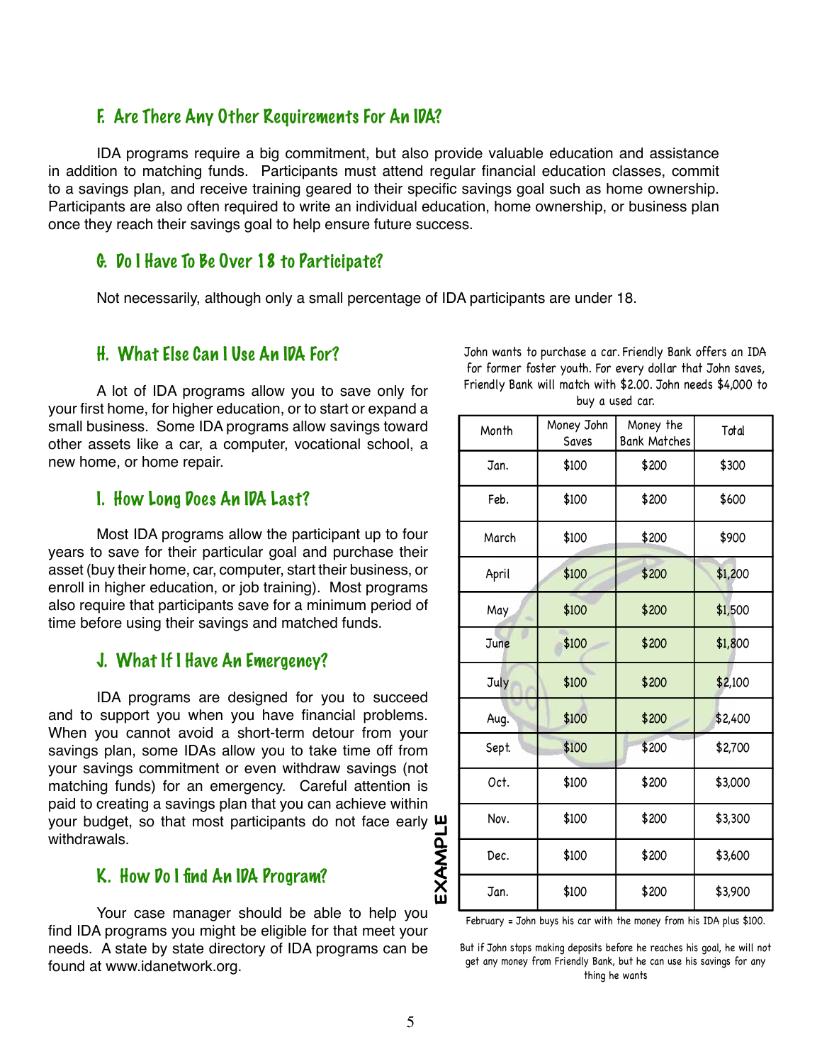## F. Are There Any Other Requirements For An IDA?

IDA programs require a big commitment, but also provide valuable education and assistance in addition to matching funds. Participants must attend regular financial education classes, commit to a savings plan, and receive training geared to their specific savings goal such as home ownership. Participants are also often required to write an individual education, home ownership, or business plan once they reach their savings goal to help ensure future success.

## G. Do I Have To Be Over 18 to Participate?

Not necessarily, although only a small percentage of IDA participants are under 18.

## H. What Else Can I Use An IDA For?

A lot of IDA programs allow you to save only for your first home, for higher education, or to start or expand a small business. Some IDA programs allow savings toward other assets like a car, a computer, vocational school, a new home, or home repair.

## I. How Long Does An IDA Last?

Most IDA programs allow the participant up to four years to save for their particular goal and purchase their asset (buy their home, car, computer, start their business, or enroll in higher education, or job training). Most programs also require that participants save for a minimum period of time before using their savings and matched funds.

## J. What If I Have An Emergency?

IDA programs are designed for you to succeed and to support you when you have financial problems. When you cannot avoid a short-term detour from your savings plan, some IDAs allow you to take time off from your savings commitment or even withdraw savings (not matching funds) for an emergency. Careful attention is paid to creating a savings plan that you can achieve within your budget, so that most participants do not face early withdrawals.

## K. How Do I find An IDA Program?

Your case manager should be able to help you find IDA programs you might be eligible for that meet your needs. A state by state directory of IDA programs can be found at www.idanetwork.org.

**EXAMPLE**

John wants to purchase a car. Friendly Bank offers an IDA for former foster youth. For every dollar that John saves, Friendly Bank will match with $2.00. John needs $4,000 to buy a used car.

| Month | Money John Saves | Money the Bank Matches | Total |
|---|---|---|---|
| Jan. | $100 | $200 | $300 |
| Feb. | $100 | $200 | $600 |
| March | $100 | $200 | $900 |
| April | $100 | $200 | $1,200 |
| May | $100 | $200 | $1,500 |
| June | $100 | $200 | $1,800 |
| July | $100 | $200 | $2,100 |
| Aug. | $100 | $200 | $2,400 |
| Sept. | $100 | $200 | $2,700 |
| Oct. | $100 | $200 | $3,000 |
| Nov. | $100 | $200 | $3,300 |
| Dec. | $100 | $200 | $3,600 |
| Jan. | $100 | $200 | $3,900 |

February = John buys his car with the money from his IDA plus $100.

But if John stops making deposits before he reaches his goal, he will not get any money from Friendly Bank, but he can use his savings for any thing he wants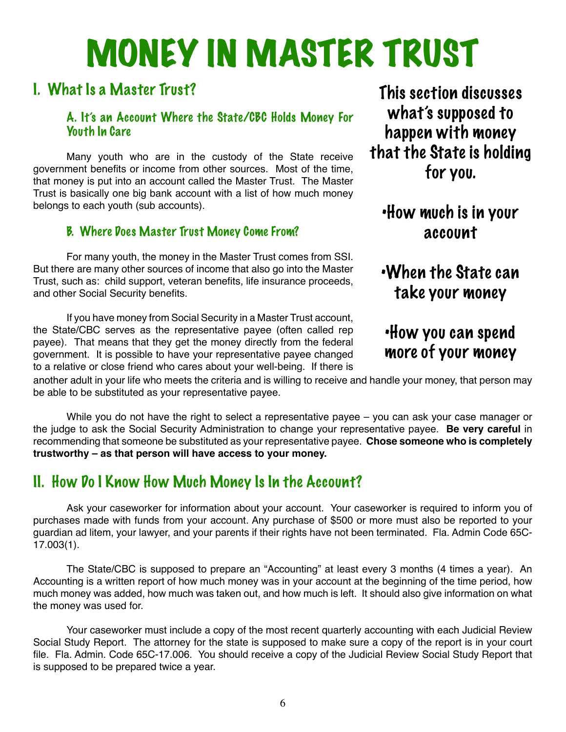# MONEY IN MASTER TRUST

## I. What Is a Master Trust?

**This section discusses what's supposed to happen with money that the State is holding for you.**

- **How much is in your account**
- **When the State can take your money**
- **How you can spend more of your money**

### A. It's an Account Where the State/CBC Holds Money For Youth In Care

Many youth who are in the custody of the State receive government benefits or income from other sources. Most of the time, that money is put into an account called the Master Trust. The Master Trust is basically one big bank account with a list of how much money belongs to each youth (sub accounts).

### B. Where Does Master Trust Money Come From?

For many youth, the money in the Master Trust comes from SSI. But there are many other sources of income that also go into the Master Trust, such as: child support, veteran benefits, life insurance proceeds, and other Social Security benefits.

If you have money from Social Security in a Master Trust account, the State/CBC serves as the representative payee (often called rep payee). That means that they get the money directly from the federal government. It is possible to have your representative payee changed to a relative or close friend who cares about your well-being. If there is another adult in your life who meets the criteria and is willing to receive and handle your money, that person may be able to be substituted as your representative payee.

While you do not have the right to select a representative payee – you can ask your case manager or the judge to ask the Social Security Administration to change your representative payee. **Be very careful** in recommending that someone be substituted as your representative payee. **Chose someone who is completely trustworthy – as that person will have access to your money.**

## II. How Do I Know How Much Money Is In the Account?

Ask your caseworker for information about your account. Your caseworker is required to inform you of purchases made with funds from your account. Any purchase of $500 or more must also be reported to your guardian ad litem, your lawyer, and your parents if their rights have not been terminated. Fla. Admin Code 65C-17.003(1).

The State/CBC is supposed to prepare an "Accounting" at least every 3 months (4 times a year). An Accounting is a written report of how much money was in your account at the beginning of the time period, how much money was added, how much was taken out, and how much is left. It should also give information on what the money was used for.

Your caseworker must include a copy of the most recent quarterly accounting with each Judicial Review Social Study Report. The attorney for the state is supposed to make sure a copy of the report is in your court file. Fla. Admin. Code 65C-17.006. You should receive a copy of the Judicial Review Social Study Report that is supposed to be prepared twice a year.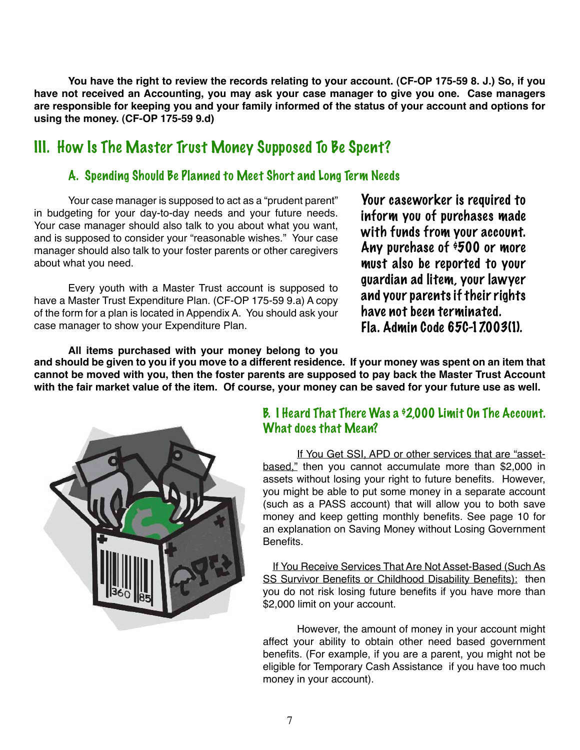**You have the right to review the records relating to your account. (CF-OP 175-59 8. J.) So, if you have not received an Accounting, you may ask your case manager to give you one. Case managers are responsible for keeping you and your family informed of the status of your account and options for using the money. (CF-OP 175-59 9.d)**

## III. How Is The Master Trust Money Supposed To Be Spent?

### A. Spending Should Be Planned to Meet Short and Long Term Needs

Your case manager is supposed to act as a "prudent parent" in budgeting for your day-to-day needs and your future needs. Your case manager should also talk to you about what you want, and is supposed to consider your "reasonable wishes." Your case manager should also talk to your foster parents or other caregivers about what you need.

Every youth with a Master Trust account is supposed to have a Master Trust Expenditure Plan. (CF-OP 175-59 9.a) A copy of the form for a plan is located in Appendix A. You should ask your case manager to show your Expenditure Plan.

**Your caseworker is required to inform you of purchases made with funds from your account. Any purchase of $500 or more must also be reported to your guardian ad litem, your lawyer and your parents if their rights have not been terminated. Fla. Admin Code 65C-17.003(1).**

**All items purchased with your money belong to you and should be given to you if you move to a different residence. If your money was spent on an item that cannot be moved with you, then the foster parents are supposed to pay back the Master Trust Account with the fair market value of the item. Of course, your money can be saved for your future use as well.**

### B. I Heard That There Was a $2,000 Limit On The Account. What does that Mean?

If You Get SSI, APD or other services that are "asset-based," then you cannot accumulate more than $2,000 in assets without losing your right to future benefits. However, you might be able to put some money in a separate account (such as a PASS account) that will allow you to both save money and keep getting monthly benefits. See page 10 for an explanation on Saving Money without Losing Government Benefits.

If You Receive Services That Are Not Asset-Based (Such As SS Survivor Benefits or Childhood Disability Benefits): then you do not risk losing future benefits if you have more than $2,000 limit on your account.

However, the amount of money in your account might affect your ability to obtain other need based government benefits. (For example, if you are a parent, you might not be eligible for Temporary Cash Assistance if you have too much money in your account).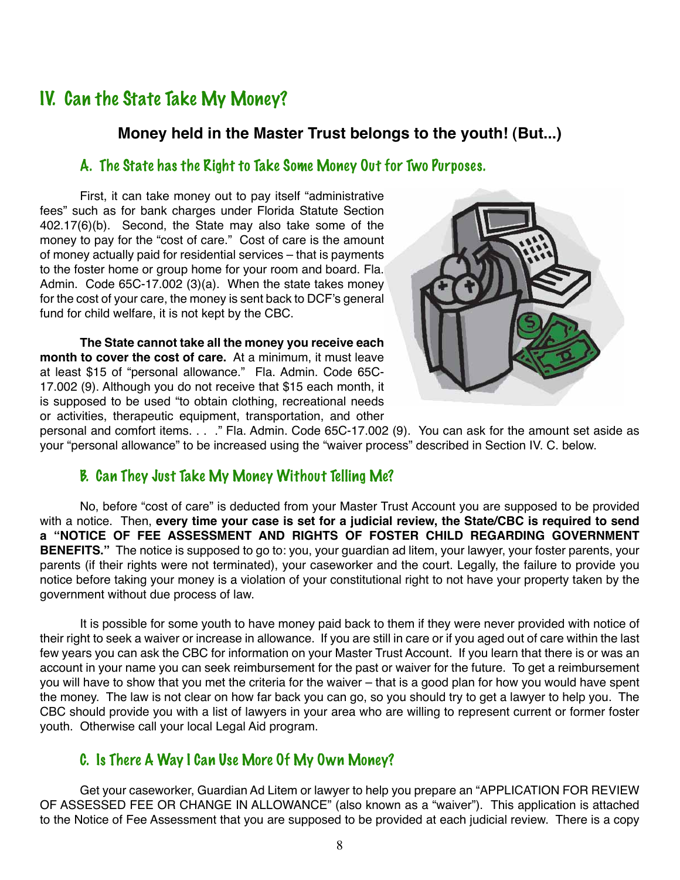## IV. Can the State Take My Money?

**Money held in the Master Trust belongs to the youth! (But...)**

### A. The State has the Right to Take Some Money Out for Two Purposes.

First, it can take money out to pay itself "administrative fees" such as for bank charges under Florida Statute Section 402.17(6)(b). Second, the State may also take some of the money to pay for the "cost of care." Cost of care is the amount of money actually paid for residential services – that is payments to the foster home or group home for your room and board. Fla. Admin. Code 65C-17.002 (3)(a). When the state takes money for the cost of your care, the money is sent back to DCF's general fund for child welfare, it is not kept by the CBC.

**The State cannot take all the money you receive each month to cover the cost of care.** At a minimum, it must leave at least $15 of "personal allowance." Fla. Admin. Code 65C-17.002 (9). Although you do not receive that $15 each month, it is supposed to be used "to obtain clothing, recreational needs or activities, therapeutic equipment, transportation, and other personal and comfort items. . . ." Fla. Admin. Code 65C-17.002 (9). You can ask for the amount set aside as your "personal allowance" to be increased using the "waiver process" described in Section IV. C. below.

### B. Can They Just Take My Money Without Telling Me?

No, before "cost of care" is deducted from your Master Trust Account you are supposed to be provided with a notice. Then, **every time your case is set for a judicial review, the State/CBC is required to send a "NOTICE OF FEE ASSESSMENT AND RIGHTS OF FOSTER CHILD REGARDING GOVERNMENT BENEFITS."** The notice is supposed to go to: you, your guardian ad litem, your lawyer, your foster parents, your parents (if their rights were not terminated), your caseworker and the court. Legally, the failure to provide you notice before taking your money is a violation of your constitutional right to not have your property taken by the government without due process of law.

It is possible for some youth to have money paid back to them if they were never provided with notice of their right to seek a waiver or increase in allowance. If you are still in care or if you aged out of care within the last few years you can ask the CBC for information on your Master Trust Account. If you learn that there is or was an account in your name you can seek reimbursement for the past or waiver for the future. To get a reimbursement you will have to show that you met the criteria for the waiver – that is a good plan for how you would have spent the money. The law is not clear on how far back you can go, so you should try to get a lawyer to help you. The CBC should provide you with a list of lawyers in your area who are willing to represent current or former foster youth. Otherwise call your local Legal Aid program.

### C. Is There A Way I Can Use More Of My Own Money?

Get your caseworker, Guardian Ad Litem or lawyer to help you prepare an "APPLICATION FOR REVIEW OF ASSESSED FEE OR CHANGE IN ALLOWANCE" (also known as a "waiver"). This application is attached to the Notice of Fee Assessment that you are supposed to be provided at each judicial review. There is a copy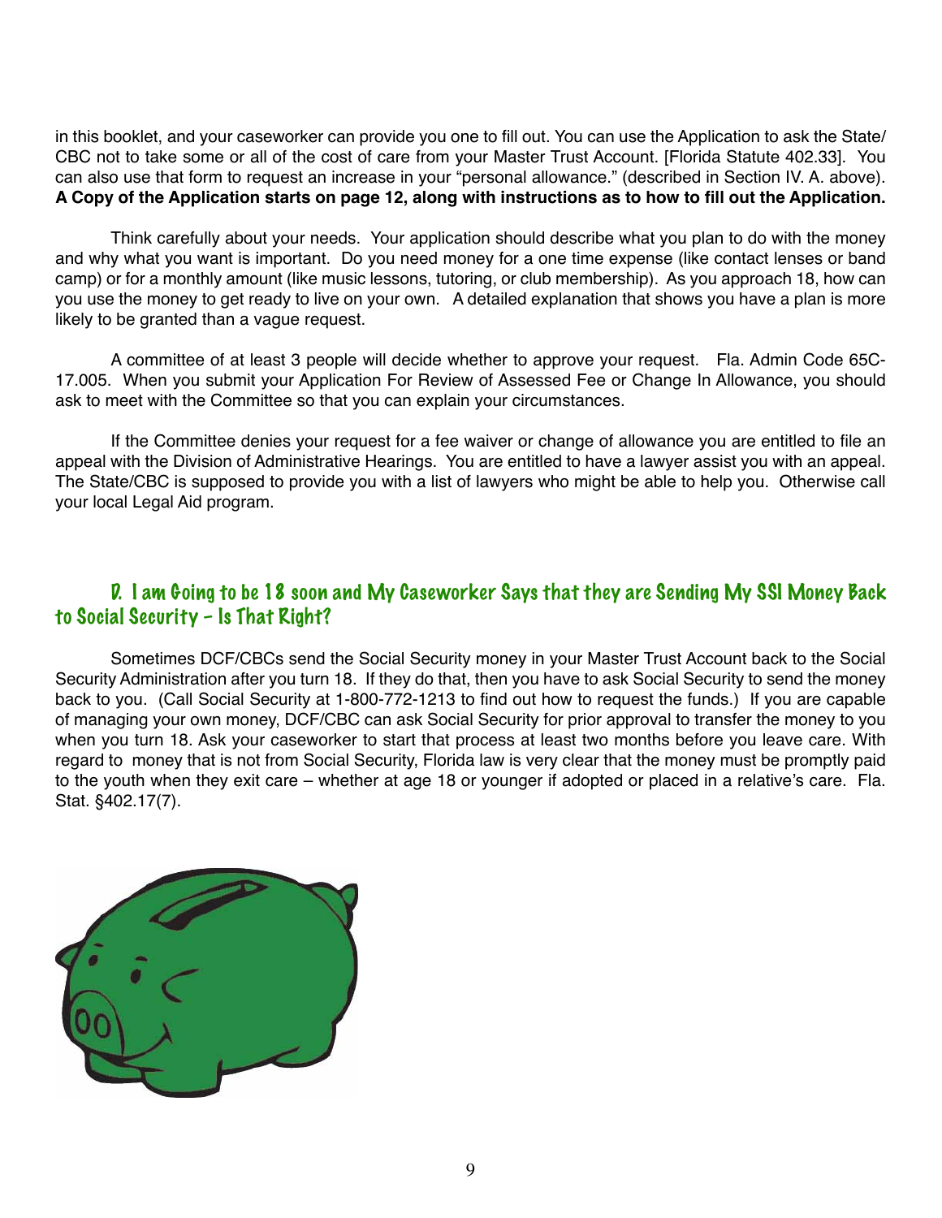in this booklet, and your caseworker can provide you one to fill out. You can use the Application to ask the State/CBC not to take some or all of the cost of care from your Master Trust Account. [Florida Statute 402.33]. You can also use that form to request an increase in your "personal allowance." (described in Section IV. A. above). **A Copy of the Application starts on page 12, along with instructions as to how to fill out the Application.**

Think carefully about your needs. Your application should describe what you plan to do with the money and why what you want is important. Do you need money for a one time expense (like contact lenses or band camp) or for a monthly amount (like music lessons, tutoring, or club membership). As you approach 18, how can you use the money to get ready to live on your own. A detailed explanation that shows you have a plan is more likely to be granted than a vague request.

A committee of at least 3 people will decide whether to approve your request. Fla. Admin Code 65C-17.005. When you submit your Application For Review of Assessed Fee or Change In Allowance, you should ask to meet with the Committee so that you can explain your circumstances.

If the Committee denies your request for a fee waiver or change of allowance you are entitled to file an appeal with the Division of Administrative Hearings. You are entitled to have a lawyer assist you with an appeal. The State/CBC is supposed to provide you with a list of lawyers who might be able to help you. Otherwise call your local Legal Aid program.

### D. I am Going to be 18 soon and My Caseworker Says that they are Sending My SSI Money Back to Social Security – Is That Right?

Sometimes DCF/CBCs send the Social Security money in your Master Trust Account back to the Social Security Administration after you turn 18. If they do that, then you have to ask Social Security to send the money back to you. (Call Social Security at 1-800-772-1213 to find out how to request the funds.) If you are capable of managing your own money, DCF/CBC can ask Social Security for prior approval to transfer the money to you when you turn 18. Ask your caseworker to start that process at least two months before you leave care. With regard to money that is not from Social Security, Florida law is very clear that the money must be promptly paid to the youth when they exit care – whether at age 18 or younger if adopted or placed in a relative's care. Fla. Stat. §402.17(7).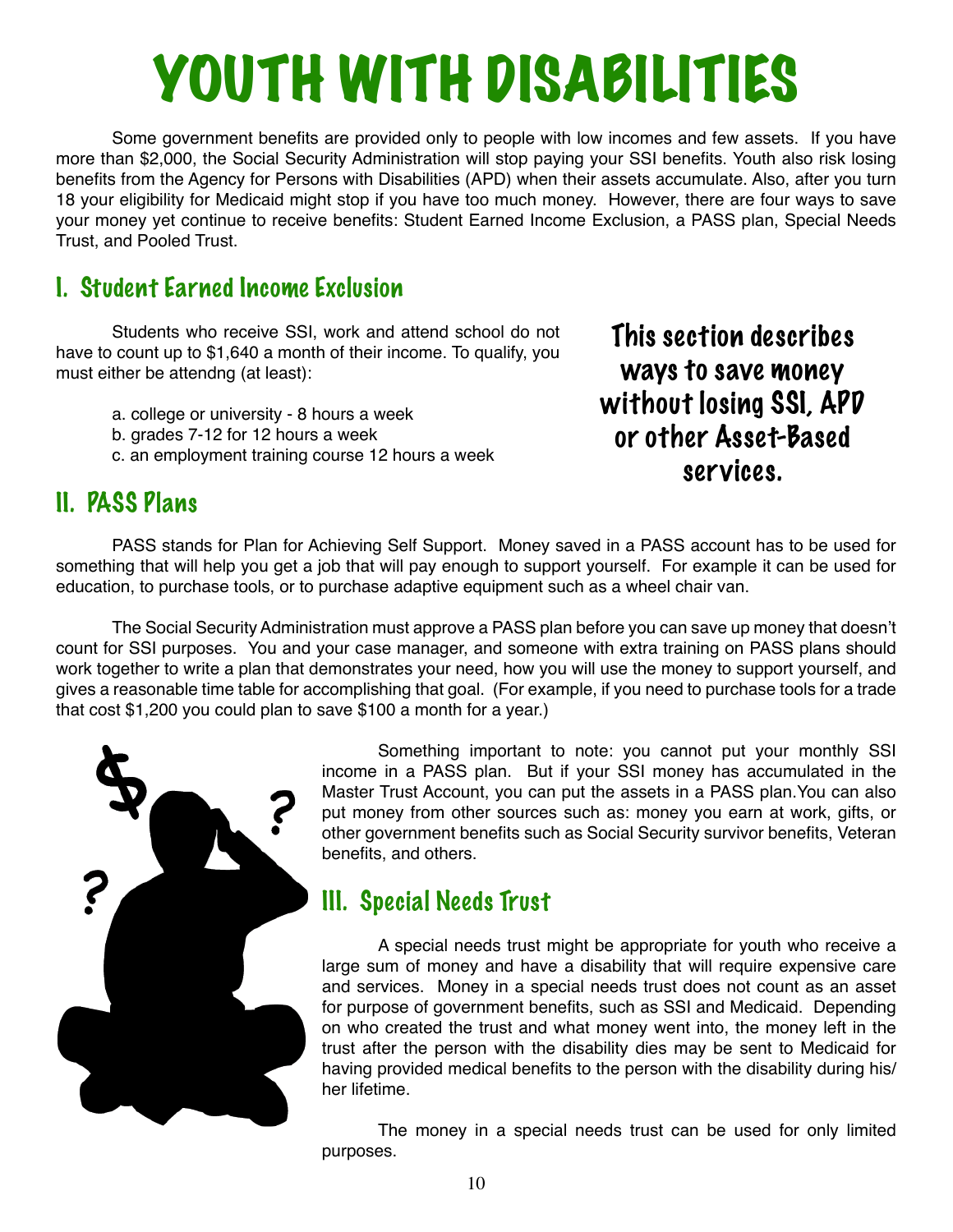# YOUTH WITH DISABILITIES

Some government benefits are provided only to people with low incomes and few assets. If you have more than $2,000, the Social Security Administration will stop paying your SSI benefits. Youth also risk losing benefits from the Agency for Persons with Disabilities (APD) when their assets accumulate. Also, after you turn 18 your eligibility for Medicaid might stop if you have too much money. However, there are four ways to save your money yet continue to receive benefits: Student Earned Income Exclusion, a PASS plan, Special Needs Trust, and Pooled Trust.

**This section describes ways to save money without losing SSI, APD or other Asset-Based services.**

## I. Student Earned Income Exclusion

Students who receive SSI, work and attend school do not have to count up to $1,640 a month of their income. To qualify, you must either be attendng (at least):

a. college or university - 8 hours a week
b. grades 7-12 for 12 hours a week
c. an employment training course 12 hours a week

## II. PASS Plans

PASS stands for Plan for Achieving Self Support. Money saved in a PASS account has to be used for something that will help you get a job that will pay enough to support yourself. For example it can be used for education, to purchase tools, or to purchase adaptive equipment such as a wheel chair van.

The Social Security Administration must approve a PASS plan before you can save up money that doesn't count for SSI purposes. You and your case manager, and someone with extra training on PASS plans should work together to write a plan that demonstrates your need, how you will use the money to support yourself, and gives a reasonable time table for accomplishing that goal. (For example, if you need to purchase tools for a trade that cost $1,200 you could plan to save $100 a month for a year.)

Something important to note: you cannot put your monthly SSI income in a PASS plan. But if your SSI money has accumulated in the Master Trust Account, you can put the assets in a PASS plan.You can also put money from other sources such as: money you earn at work, gifts, or other government benefits such as Social Security survivor benefits, Veteran benefits, and others.

## III. Special Needs Trust

A special needs trust might be appropriate for youth who receive a large sum of money and have a disability that will require expensive care and services. Money in a special needs trust does not count as an asset for purpose of government benefits, such as SSI and Medicaid. Depending on who created the trust and what money went into, the money left in the trust after the person with the disability dies may be sent to Medicaid for having provided medical benefits to the person with the disability during his/her lifetime.

The money in a special needs trust can be used for only limited purposes.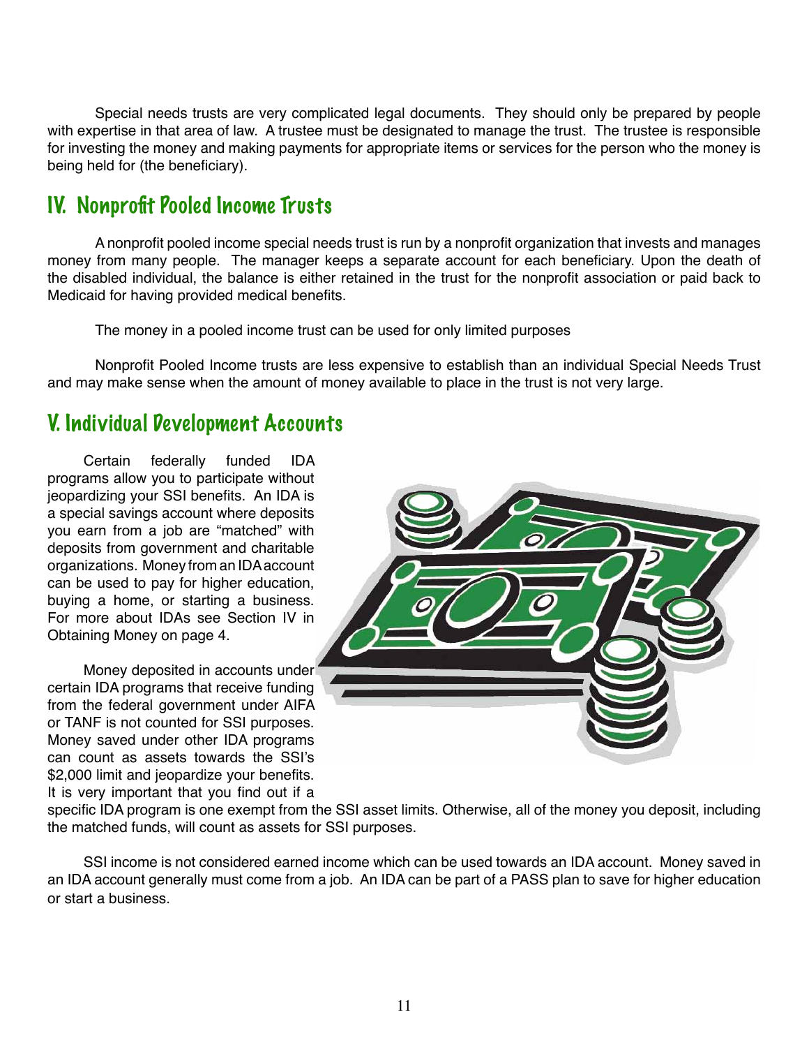Special needs trusts are very complicated legal documents. They should only be prepared by people with expertise in that area of law. A trustee must be designated to manage the trust. The trustee is responsible for investing the money and making payments for appropriate items or services for the person who the money is being held for (the beneficiary).

## IV. Nonprofit Pooled Income Trusts

A nonprofit pooled income special needs trust is run by a nonprofit organization that invests and manages money from many people. The manager keeps a separate account for each beneficiary. Upon the death of the disabled individual, the balance is either retained in the trust for the nonprofit association or paid back to Medicaid for having provided medical benefits.

The money in a pooled income trust can be used for only limited purposes

Nonprofit Pooled Income trusts are less expensive to establish than an individual Special Needs Trust and may make sense when the amount of money available to place in the trust is not very large.

## V. Individual Development Accounts

Certain federally funded IDA programs allow you to participate without jeopardizing your SSI benefits. An IDA is a special savings account where deposits you earn from a job are "matched" with deposits from government and charitable organizations. Money from an IDA account can be used to pay for higher education, buying a home, or starting a business. For more about IDAs see Section IV in Obtaining Money on page 4.

Money deposited in accounts under certain IDA programs that receive funding from the federal government under AIFA or TANF is not counted for SSI purposes. Money saved under other IDA programs can count as assets towards the SSI's $2,000 limit and jeopardize your benefits. It is very important that you find out if a specific IDA program is one exempt from the SSI asset limits. Otherwise, all of the money you deposit, including the matched funds, will count as assets for SSI purposes.

SSI income is not considered earned income which can be used towards an IDA account. Money saved in an IDA account generally must come from a job. An IDA can be part of a PASS plan to save for higher education or start a business.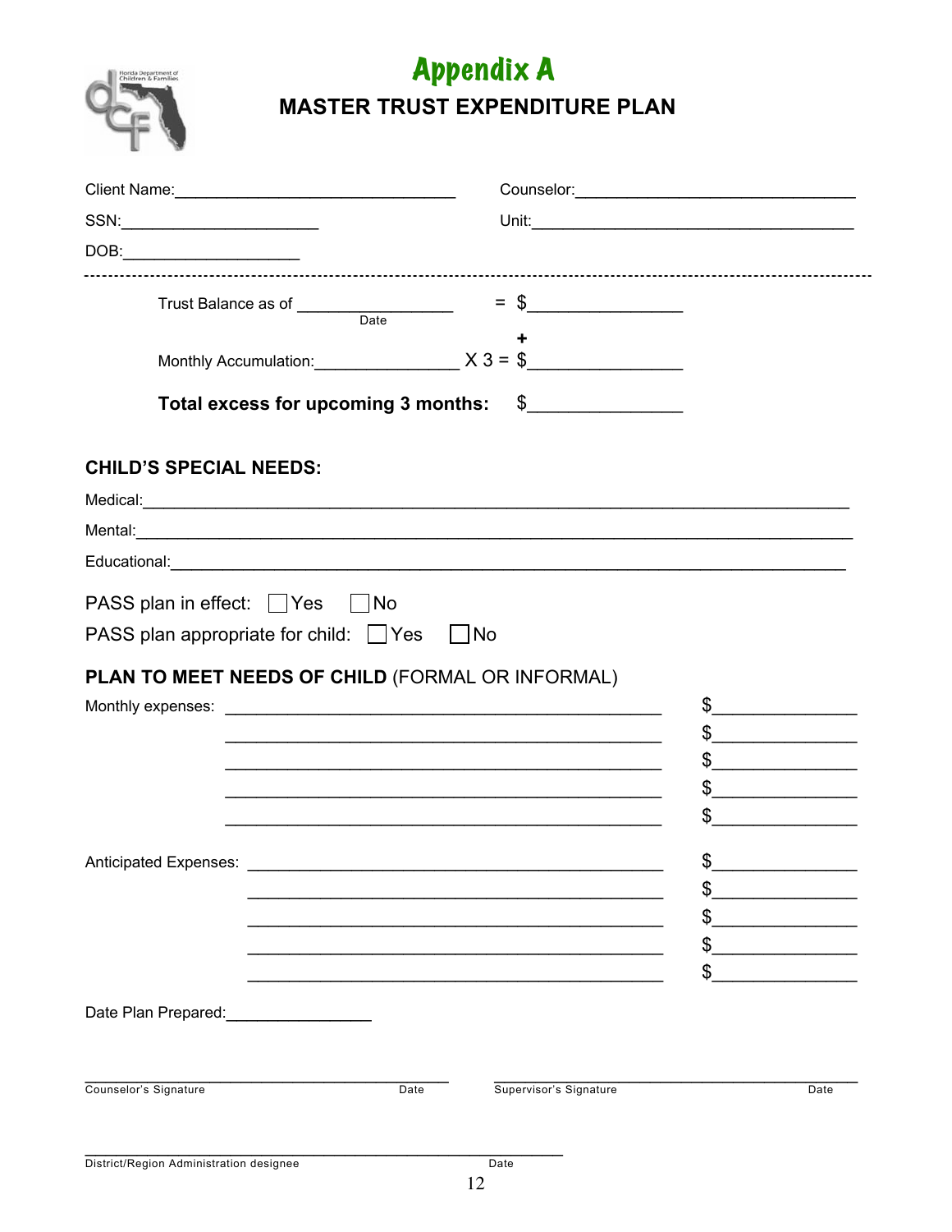# Appendix A

## MASTER TRUST EXPENDITURE PLAN

Client Name:_______________________________ Counselor:_______________________________

SSN:______________________ Unit:____________________________________

DOB:____________________

---

Trust Balance as of _________________ (Date) = $________________

+

Monthly Accumulation:________________ X 3 = $________________

**Total excess for upcoming 3 months:** $________________

**CHILD'S SPECIAL NEEDS:**

Medical:_______________________________________________________________________________

Mental:________________________________________________________________________________

Educational:___________________________________________________________________________

PASS plan in effect: ☐ Yes ☐ No

PASS plan appropriate for child: ☐ Yes ☐ No

**PLAN TO MEET NEEDS OF CHILD** (FORMAL OR INFORMAL)

Monthly expenses: _______________________________________________ $_______________

_______________________________________________ $_______________

_______________________________________________ $_______________

_______________________________________________ $_______________

_______________________________________________ $_______________

Anticipated Expenses: _______________________________________________ $_______________

_______________________________________________ $_______________

_______________________________________________ $_______________

_______________________________________________ $_______________

_______________________________________________ $_______________

Date Plan Prepared:________________

________________________________________ 
Counselor's Signature Date

________________________________________ 
Supervisor's Signature Date

________________________________________ 
District/Region Administration designee Date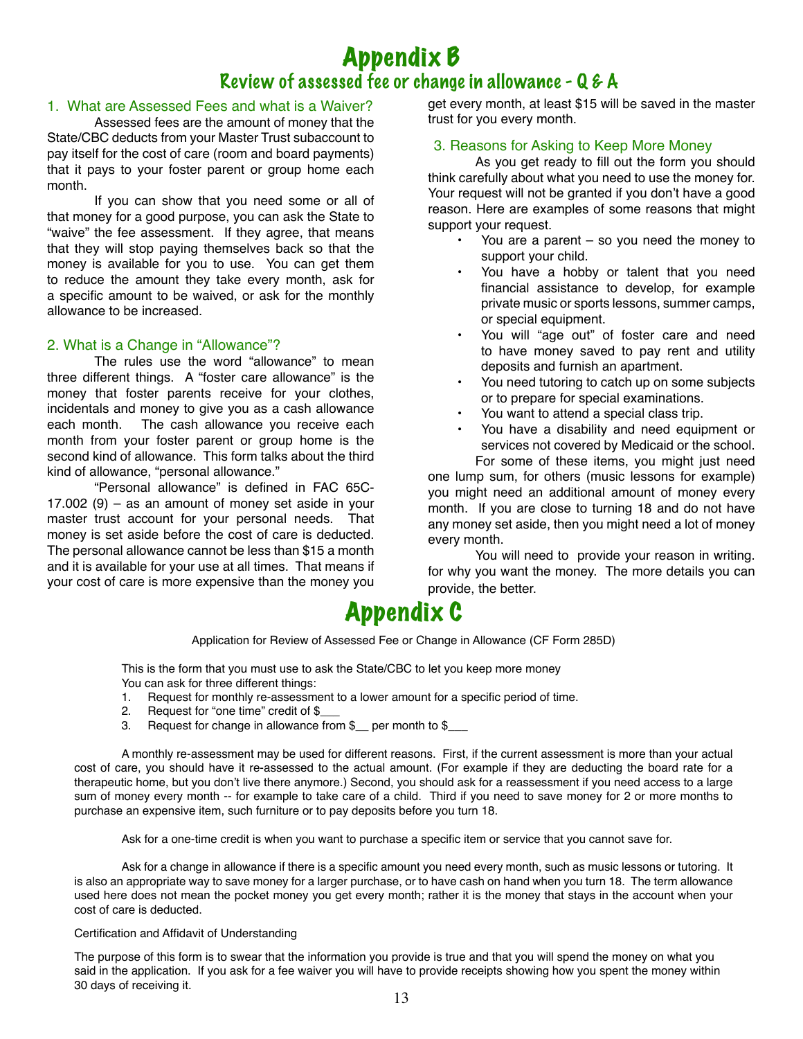# Appendix B

## Review of assessed fee or change in allowance - Q & A

### 1. What are Assessed Fees and what is a Waiver?

Assessed fees are the amount of money that the State/CBC deducts from your Master Trust subaccount to pay itself for the cost of care (room and board payments) that it pays to your foster parent or group home each month.

If you can show that you need some or all of that money for a good purpose, you can ask the State to "waive" the fee assessment. If they agree, that means that they will stop paying themselves back so that the money is available for you to use. You can get them to reduce the amount they take every month, ask for a specific amount to be waived, or ask for the monthly allowance to be increased.

### 2. What is a Change in "Allowance"?

The rules use the word "allowance" to mean three different things. A "foster care allowance" is the money that foster parents receive for your clothes, incidentals and money to give you as a cash allowance each month. The cash allowance you receive each month from your foster parent or group home is the second kind of allowance. This form talks about the third kind of allowance, "personal allowance."

"Personal allowance" is defined in FAC 65C-17.002 (9) – as an amount of money set aside in your master trust account for your personal needs. That money is set aside before the cost of care is deducted. The personal allowance cannot be less than $15 a month and it is available for your use at all times. That means if your cost of care is more expensive than the money you get every month, at least $15 will be saved in the master trust for you every month.

### 3. Reasons for Asking to Keep More Money

As you get ready to fill out the form you should think carefully about what you need to use the money for. Your request will not be granted if you don't have a good reason. Here are examples of some reasons that might support your request.

- You are a parent – so you need the money to support your child.
- You have a hobby or talent that you need financial assistance to develop, for example private music or sports lessons, summer camps, or special equipment.
- You will "age out" of foster care and need to have money saved to pay rent and utility deposits and furnish an apartment.
- You need tutoring to catch up on some subjects or to prepare for special examinations.
- You want to attend a special class trip.
- You have a disability and need equipment or services not covered by Medicaid or the school.

For some of these items, you might just need one lump sum, for others (music lessons for example) you might need an additional amount of money every month. If you are close to turning 18 and do not have any money set aside, then you might need a lot of money every month.

You will need to provide your reason in writing. for why you want the money. The more details you can provide, the better.

# Appendix C

Application for Review of Assessed Fee or Change in Allowance (CF Form 285D)

This is the form that you must use to ask the State/CBC to let you keep more money
You can ask for three different things:

1. Request for monthly re-assessment to a lower amount for a specific period of time.
2. Request for "one time" credit of $___
3. Request for change in allowance from $__ per month to $___

A monthly re-assessment may be used for different reasons. First, if the current assessment is more than your actual cost of care, you should have it re-assessed to the actual amount. (For example if they are deducting the board rate for a therapeutic home, but you don't live there anymore.) Second, you should ask for a reassessment if you need access to a large sum of money every month -- for example to take care of a child. Third if you need to save money for 2 or more months to purchase an expensive item, such furniture or to pay deposits before you turn 18.

Ask for a one-time credit is when you want to purchase a specific item or service that you cannot save for.

Ask for a change in allowance if there is a specific amount you need every month, such as music lessons or tutoring. It is also an appropriate way to save money for a larger purchase, or to have cash on hand when you turn 18. The term allowance used here does not mean the pocket money you get every month; rather it is the money that stays in the account when your cost of care is deducted.

Certification and Affidavit of Understanding

The purpose of this form is to swear that the information you provide is true and that you will spend the money on what you said in the application. If you ask for a fee waiver you will have to provide receipts showing how you spent the money within 30 days of receiving it.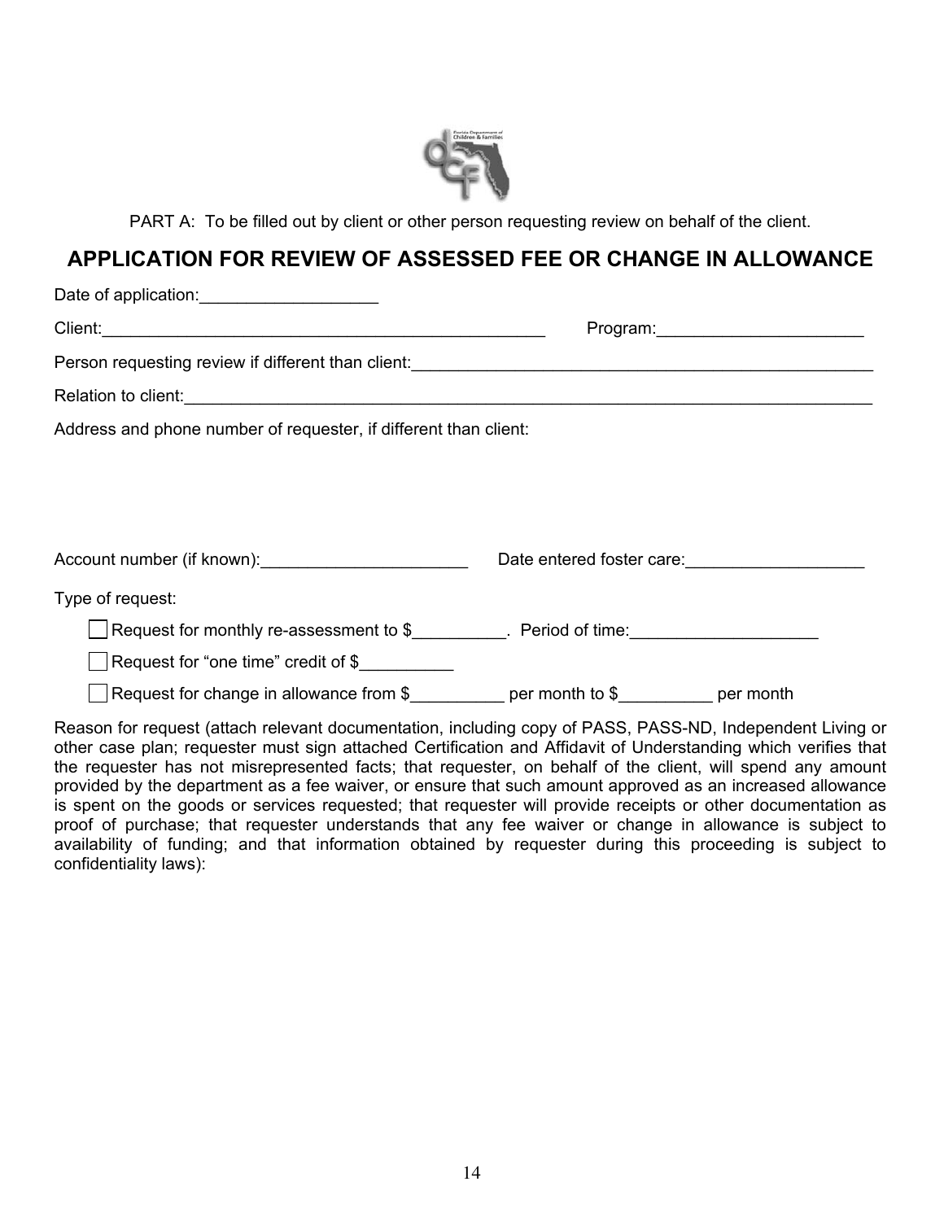PART A: To be filled out by client or other person requesting review on behalf of the client.

## APPLICATION FOR REVIEW OF ASSESSED FEE OR CHANGE IN ALLOWANCE

Date of application:___________________

Client:__________________________________________________ Program:______________________

Person requesting review if different than client:____________________________________________________

Relation to client:________________________________________________________________________________

Address and phone number of requester, if different than client:

Account number (if known):______________________ Date entered foster care:___________________

Type of request:

☐ Request for monthly re-assessment to $__________. Period of time:____________________

☐ Request for "one time" credit of $__________

☐ Request for change in allowance from $__________ per month to $__________ per month

Reason for request (attach relevant documentation, including copy of PASS, PASS-ND, Independent Living or other case plan; requester must sign attached Certification and Affidavit of Understanding which verifies that the requester has not misrepresented facts; that requester, on behalf of the client, will spend any amount provided by the department as a fee waiver, or ensure that such amount approved as an increased allowance is spent on the goods or services requested; that requester will provide receipts or other documentation as proof of purchase; that requester understands that any fee waiver or change in allowance is subject to availability of funding; and that information obtained by requester during this proceeding is subject to confidentiality laws):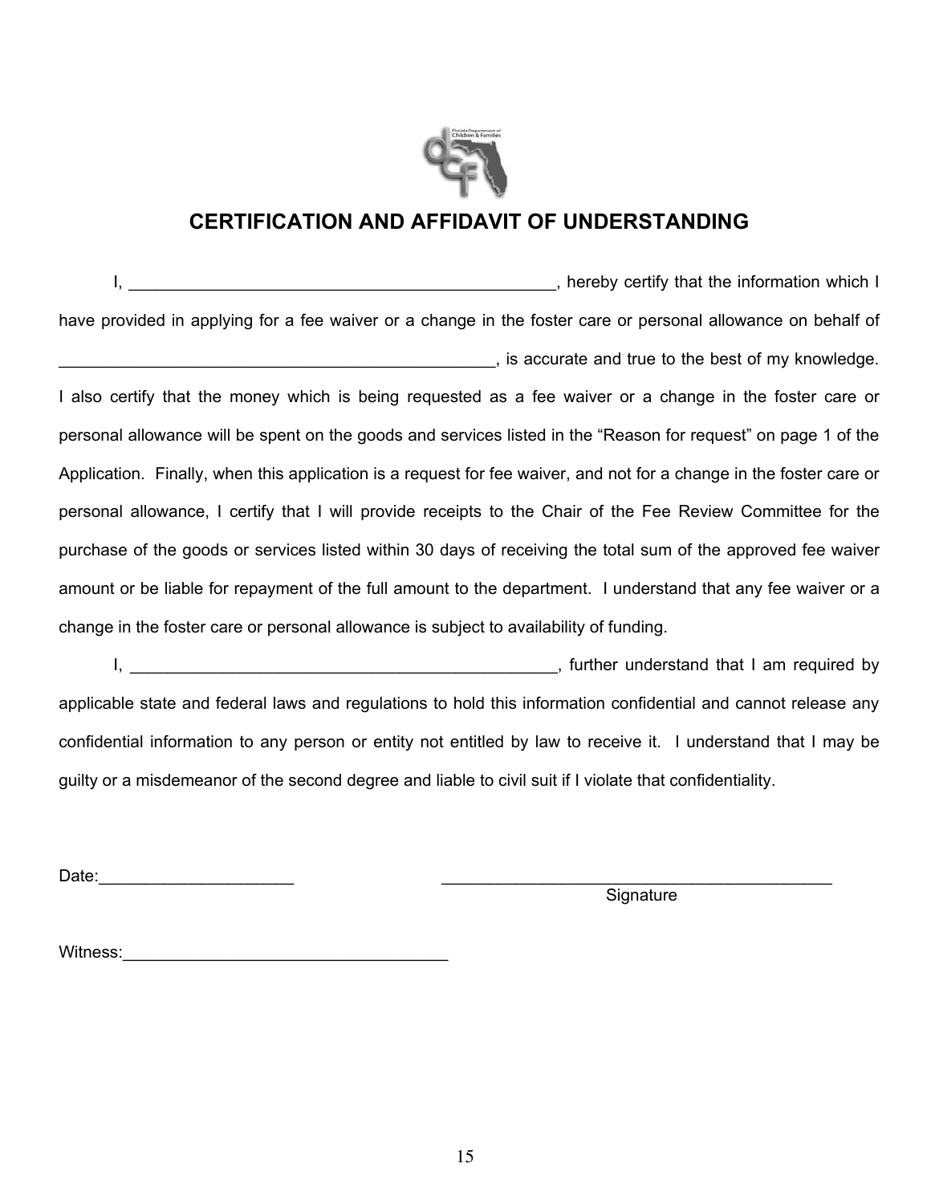# CERTIFICATION AND AFFIDAVIT OF UNDERSTANDING

I, _______________________________________________, hereby certify that the information which I have provided in applying for a fee waiver or a change in the foster care or personal allowance on behalf of _________________________________________________, is accurate and true to the best of my knowledge. I also certify that the money which is being requested as a fee waiver or a change in the foster care or personal allowance will be spent on the goods and services listed in the "Reason for request" on page 1 of the Application. Finally, when this application is a request for fee waiver, and not for a change in the foster care or personal allowance, I certify that I will provide receipts to the Chair of the Fee Review Committee for the purchase of the goods or services listed within 30 days of receiving the total sum of the approved fee waiver amount or be liable for repayment of the full amount to the department. I understand that any fee waiver or a change in the foster care or personal allowance is subject to availability of funding.

I, _______________________________________________, further understand that I am required by applicable state and federal laws and regulations to hold this information confidential and cannot release any confidential information to any person or entity not entitled by law to receive it. I understand that I may be guilty or a misdemeanor of the second degree and liable to civil suit if I violate that confidentiality.

Date:_____________________ \_\_\_\_\_\_\_\_\_\_\_\_\_\_\_\_\_\_\_\_\_\_\_\_\_\_\_\_\_\_\_\_\_\_\_\_\_\_\_\_\_\_\_\_

Signature

Witness:___________________________________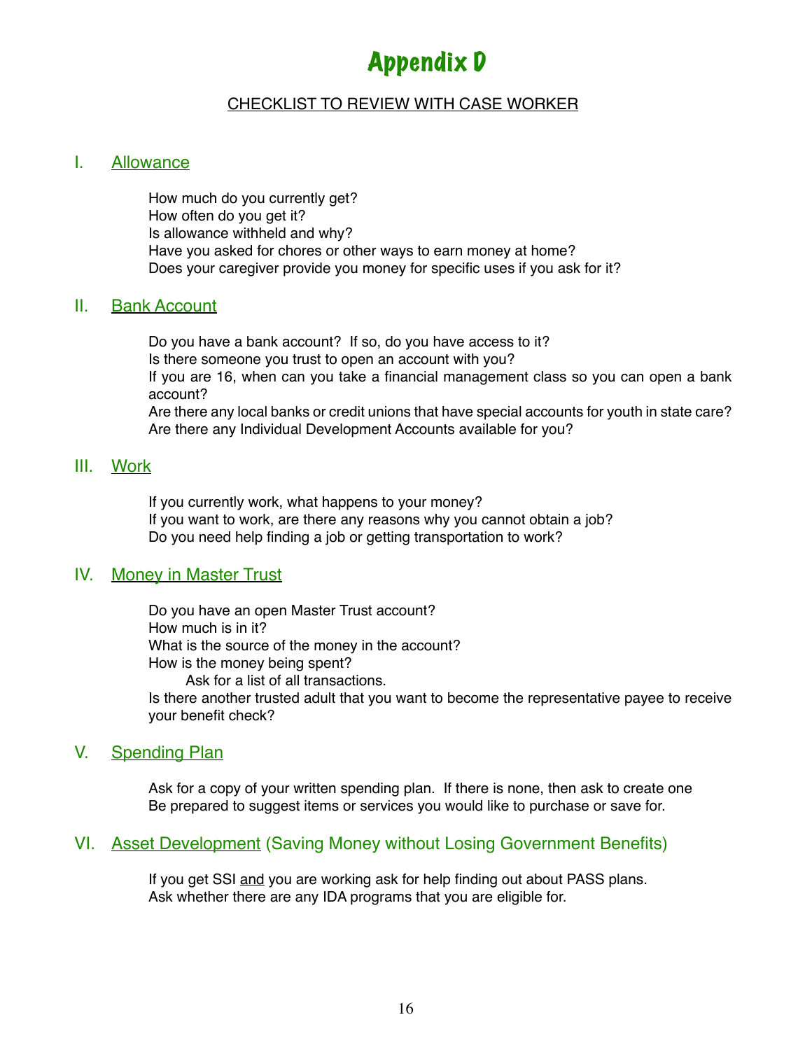# Appendix D

## CHECKLIST TO REVIEW WITH CASE WORKER

### I. Allowance

How much do you currently get?
How often do you get it?
Is allowance withheld and why?
Have you asked for chores or other ways to earn money at home?
Does your caregiver provide you money for specific uses if you ask for it?

### II. Bank Account

Do you have a bank account? If so, do you have access to it?
Is there someone you trust to open an account with you?
If you are 16, when can you take a financial management class so you can open a bank account?
Are there any local banks or credit unions that have special accounts for youth in state care?
Are there any Individual Development Accounts available for you?

### III. Work

If you currently work, what happens to your money?
If you want to work, are there any reasons why you cannot obtain a job?
Do you need help finding a job or getting transportation to work?

### IV. Money in Master Trust

Do you have an open Master Trust account?
How much is in it?
What is the source of the money in the account?
How is the money being spent?
  Ask for a list of all transactions.
Is there another trusted adult that you want to become the representative payee to receive your benefit check?

### V. Spending Plan

Ask for a copy of your written spending plan. If there is none, then ask to create one
Be prepared to suggest items or services you would like to purchase or save for.

### VI. Asset Development (Saving Money without Losing Government Benefits)

If you get SSI and you are working ask for help finding out about PASS plans.
Ask whether there are any IDA programs that you are eligible for.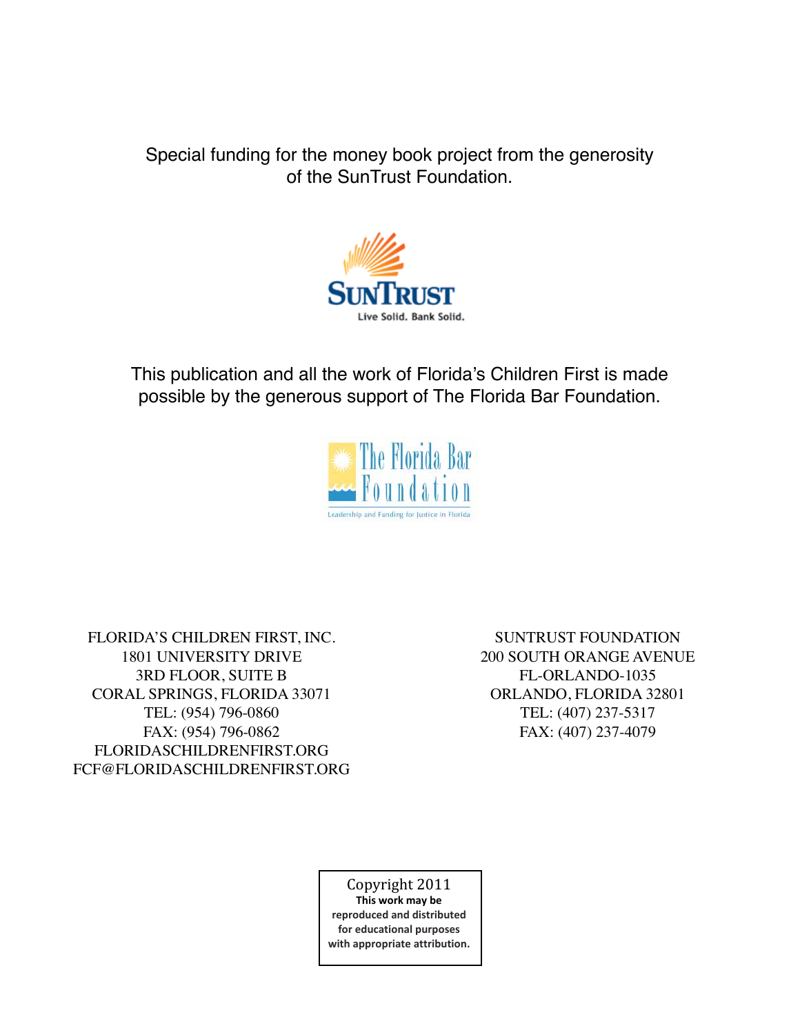Special funding for the money book project from the generosity of the SunTrust Foundation.

SUNTRUST

Live Solid. Bank Solid.

This publication and all the work of Florida's Children First is made possible by the generous support of The Florida Bar Foundation.

The Florida Bar Foundation

Leadership and Funding for Justice in Florida

FLORIDA'S CHILDREN FIRST, INC.
1801 UNIVERSITY DRIVE
3RD FLOOR, SUITE B
CORAL SPRINGS, FLORIDA 33071
TEL: (954) 796-0860
FAX: (954) 796-0862
FLORIDASCHILDRENFIRST.ORG
FCF@FLORIDASCHILDRENFIRST.ORG

SUNTRUST FOUNDATION
200 SOUTH ORANGE AVENUE
FL-ORLANDO-1035
ORLANDO, FLORIDA 32801
TEL: (407) 237-5317
FAX: (407) 237-4079

Copyright 2011
**This work may be reproduced and distributed for educational purposes with appropriate attribution.**